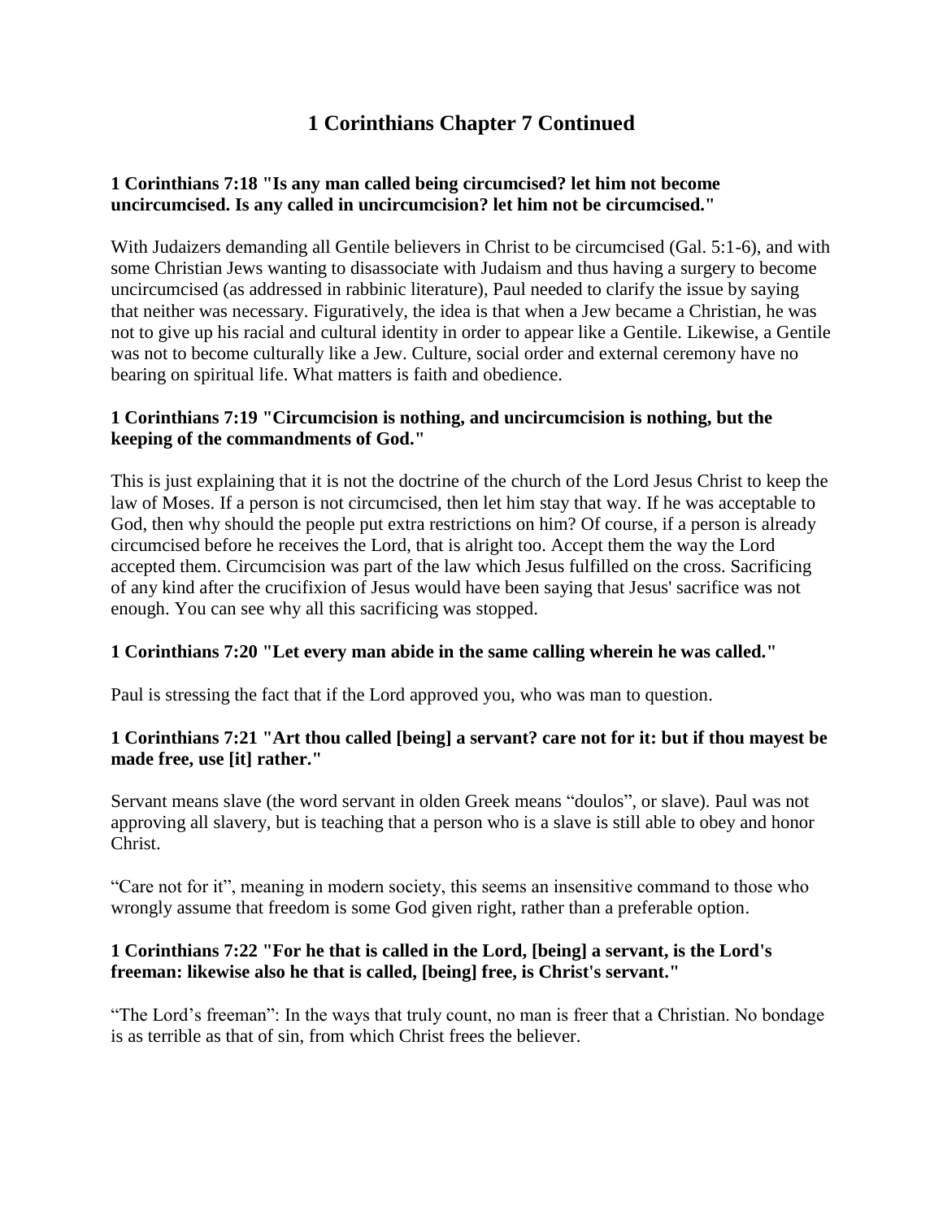# 1 Corinthians Chapter 7 Continued

**1 Corinthians 7:18 "Is any man called being circumcised? let him not become uncircumcised. Is any called in uncircumcision? let him not be circumcised."**

With Judaizers demanding all Gentile believers in Christ to be circumcised (Gal. 5:1-6), and with some Christian Jews wanting to disassociate with Judaism and thus having a surgery to become uncircumcised (as addressed in rabbinic literature), Paul needed to clarify the issue by saying that neither was necessary. Figuratively, the idea is that when a Jew became a Christian, he was not to give up his racial and cultural identity in order to appear like a Gentile. Likewise, a Gentile was not to become culturally like a Jew. Culture, social order and external ceremony have no bearing on spiritual life. What matters is faith and obedience.

**1 Corinthians 7:19 "Circumcision is nothing, and uncircumcision is nothing, but the keeping of the commandments of God."**

This is just explaining that it is not the doctrine of the church of the Lord Jesus Christ to keep the law of Moses. If a person is not circumcised, then let him stay that way. If he was acceptable to God, then why should the people put extra restrictions on him? Of course, if a person is already circumcised before he receives the Lord, that is alright too. Accept them the way the Lord accepted them. Circumcision was part of the law which Jesus fulfilled on the cross. Sacrificing of any kind after the crucifixion of Jesus would have been saying that Jesus' sacrifice was not enough. You can see why all this sacrificing was stopped.

**1 Corinthians 7:20 "Let every man abide in the same calling wherein he was called."**

Paul is stressing the fact that if the Lord approved you, who was man to question.

**1 Corinthians 7:21 "Art thou called [being] a servant? care not for it: but if thou mayest be made free, use [it] rather."**

Servant means slave (the word servant in olden Greek means "doulos", or slave). Paul was not approving all slavery, but is teaching that a person who is a slave is still able to obey and honor Christ.

"Care not for it", meaning in modern society, this seems an insensitive command to those who wrongly assume that freedom is some God given right, rather than a preferable option.

**1 Corinthians 7:22 "For he that is called in the Lord, [being] a servant, is the Lord's freeman: likewise also he that is called, [being] free, is Christ's servant."**

"The Lord's freeman": In the ways that truly count, no man is freer that a Christian. No bondage is as terrible as that of sin, from which Christ frees the believer.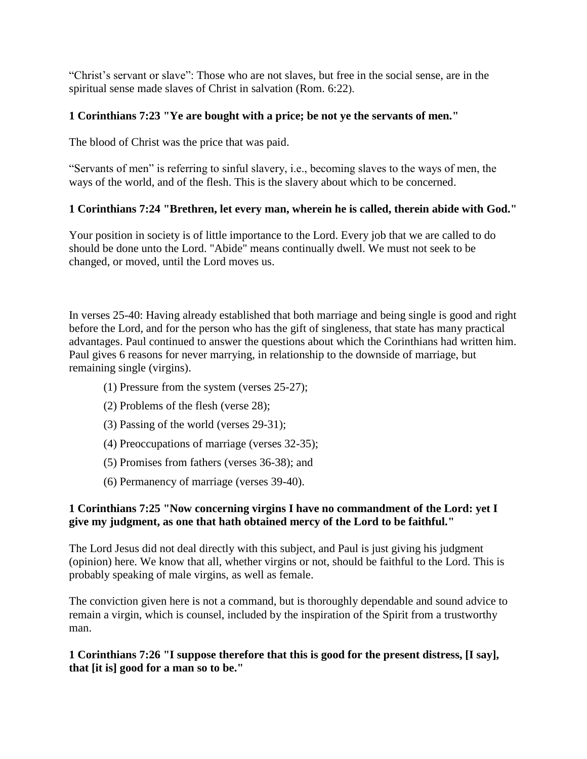"Christ's servant or slave": Those who are not slaves, but free in the social sense, are in the spiritual sense made slaves of Christ in salvation (Rom. 6:22).

**1 Corinthians 7:23 "Ye are bought with a price; be not ye the servants of men."**

The blood of Christ was the price that was paid.

"Servants of men" is referring to sinful slavery, i.e., becoming slaves to the ways of men, the ways of the world, and of the flesh. This is the slavery about which to be concerned.

**1 Corinthians 7:24 "Brethren, let every man, wherein he is called, therein abide with God."**

Your position in society is of little importance to the Lord. Every job that we are called to do should be done unto the Lord. "Abide" means continually dwell. We must not seek to be changed, or moved, until the Lord moves us.

In verses 25-40: Having already established that both marriage and being single is good and right before the Lord, and for the person who has the gift of singleness, that state has many practical advantages. Paul continued to answer the questions about which the Corinthians had written him. Paul gives 6 reasons for never marrying, in relationship to the downside of marriage, but remaining single (virgins).

(1) Pressure from the system (verses 25-27);

(2) Problems of the flesh (verse 28);

(3) Passing of the world (verses 29-31);

(4) Preoccupations of marriage (verses 32-35);

(5) Promises from fathers (verses 36-38); and

(6) Permanency of marriage (verses 39-40).

**1 Corinthians 7:25 "Now concerning virgins I have no commandment of the Lord: yet I give my judgment, as one that hath obtained mercy of the Lord to be faithful."**

The Lord Jesus did not deal directly with this subject, and Paul is just giving his judgment (opinion) here. We know that all, whether virgins or not, should be faithful to the Lord. This is probably speaking of male virgins, as well as female.

The conviction given here is not a command, but is thoroughly dependable and sound advice to remain a virgin, which is counsel, included by the inspiration of the Spirit from a trustworthy man.

**1 Corinthians 7:26 "I suppose therefore that this is good for the present distress, [I say], that [it is] good for a man so to be."**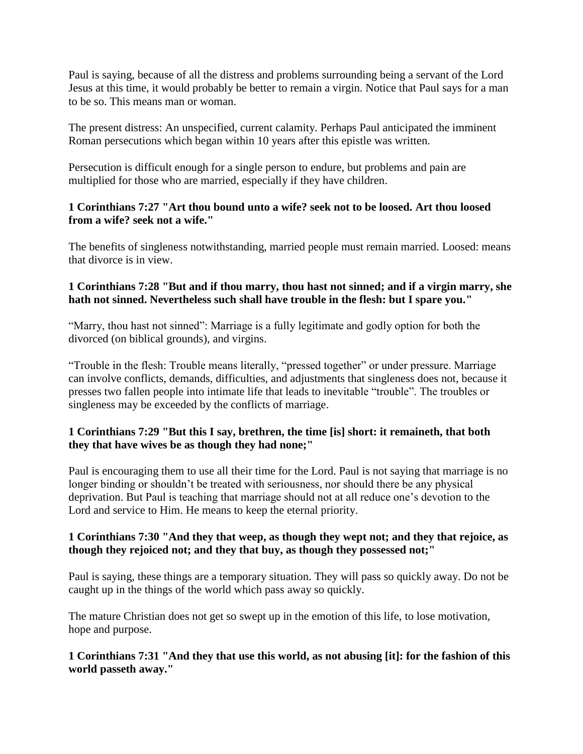Paul is saying, because of all the distress and problems surrounding being a servant of the Lord Jesus at this time, it would probably be better to remain a virgin. Notice that Paul says for a man to be so. This means man or woman.

The present distress: An unspecified, current calamity. Perhaps Paul anticipated the imminent Roman persecutions which began within 10 years after this epistle was written.

Persecution is difficult enough for a single person to endure, but problems and pain are multiplied for those who are married, especially if they have children.

**1 Corinthians 7:27 "Art thou bound unto a wife? seek not to be loosed. Art thou loosed from a wife? seek not a wife."**

The benefits of singleness notwithstanding, married people must remain married. Loosed: means that divorce is in view.

**1 Corinthians 7:28 "But and if thou marry, thou hast not sinned; and if a virgin marry, she hath not sinned. Nevertheless such shall have trouble in the flesh: but I spare you."**

"Marry, thou hast not sinned": Marriage is a fully legitimate and godly option for both the divorced (on biblical grounds), and virgins.

"Trouble in the flesh: Trouble means literally, "pressed together" or under pressure. Marriage can involve conflicts, demands, difficulties, and adjustments that singleness does not, because it presses two fallen people into intimate life that leads to inevitable "trouble". The troubles or singleness may be exceeded by the conflicts of marriage.

**1 Corinthians 7:29 "But this I say, brethren, the time [is] short: it remaineth, that both they that have wives be as though they had none;"**

Paul is encouraging them to use all their time for the Lord. Paul is not saying that marriage is no longer binding or shouldn't be treated with seriousness, nor should there be any physical deprivation. But Paul is teaching that marriage should not at all reduce one's devotion to the Lord and service to Him. He means to keep the eternal priority.

**1 Corinthians 7:30 "And they that weep, as though they wept not; and they that rejoice, as though they rejoiced not; and they that buy, as though they possessed not;"**

Paul is saying, these things are a temporary situation. They will pass so quickly away. Do not be caught up in the things of the world which pass away so quickly.

The mature Christian does not get so swept up in the emotion of this life, to lose motivation, hope and purpose.

**1 Corinthians 7:31 "And they that use this world, as not abusing [it]: for the fashion of this world passeth away."**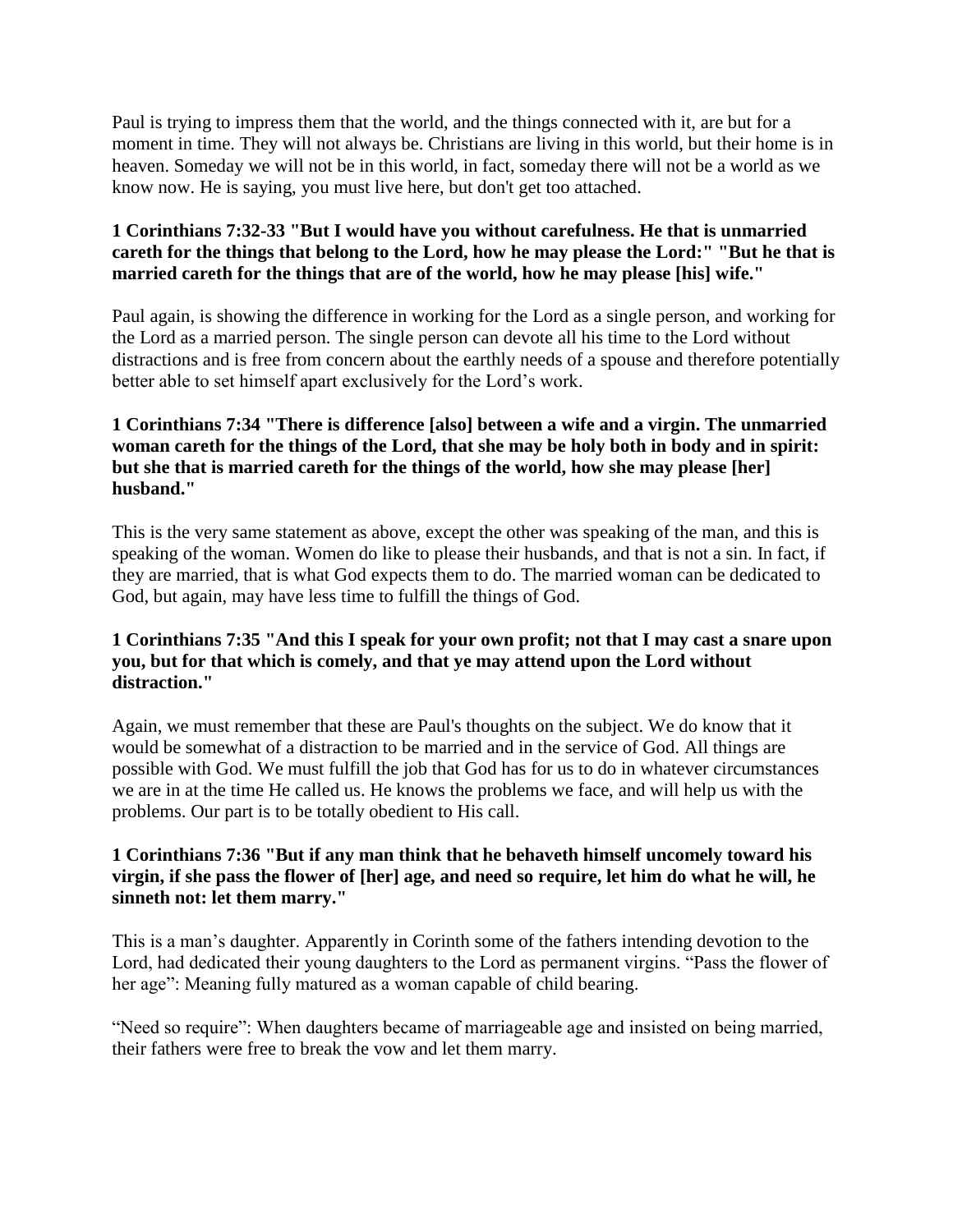Paul is trying to impress them that the world, and the things connected with it, are but for a moment in time. They will not always be. Christians are living in this world, but their home is in heaven. Someday we will not be in this world, in fact, someday there will not be a world as we know now. He is saying, you must live here, but don't get too attached.

**1 Corinthians 7:32-33 "But I would have you without carefulness. He that is unmarried careth for the things that belong to the Lord, how he may please the Lord:" "But he that is married careth for the things that are of the world, how he may please [his] wife."**

Paul again, is showing the difference in working for the Lord as a single person, and working for the Lord as a married person. The single person can devote all his time to the Lord without distractions and is free from concern about the earthly needs of a spouse and therefore potentially better able to set himself apart exclusively for the Lord's work.

**1 Corinthians 7:34 "There is difference [also] between a wife and a virgin. The unmarried woman careth for the things of the Lord, that she may be holy both in body and in spirit: but she that is married careth for the things of the world, how she may please [her] husband."**

This is the very same statement as above, except the other was speaking of the man, and this is speaking of the woman. Women do like to please their husbands, and that is not a sin. In fact, if they are married, that is what God expects them to do. The married woman can be dedicated to God, but again, may have less time to fulfill the things of God.

**1 Corinthians 7:35 "And this I speak for your own profit; not that I may cast a snare upon you, but for that which is comely, and that ye may attend upon the Lord without distraction."**

Again, we must remember that these are Paul's thoughts on the subject. We do know that it would be somewhat of a distraction to be married and in the service of God. All things are possible with God. We must fulfill the job that God has for us to do in whatever circumstances we are in at the time He called us. He knows the problems we face, and will help us with the problems. Our part is to be totally obedient to His call.

**1 Corinthians 7:36 "But if any man think that he behaveth himself uncomely toward his virgin, if she pass the flower of [her] age, and need so require, let him do what he will, he sinneth not: let them marry."**

This is a man's daughter. Apparently in Corinth some of the fathers intending devotion to the Lord, had dedicated their young daughters to the Lord as permanent virgins. "Pass the flower of her age": Meaning fully matured as a woman capable of child bearing.

"Need so require": When daughters became of marriageable age and insisted on being married, their fathers were free to break the vow and let them marry.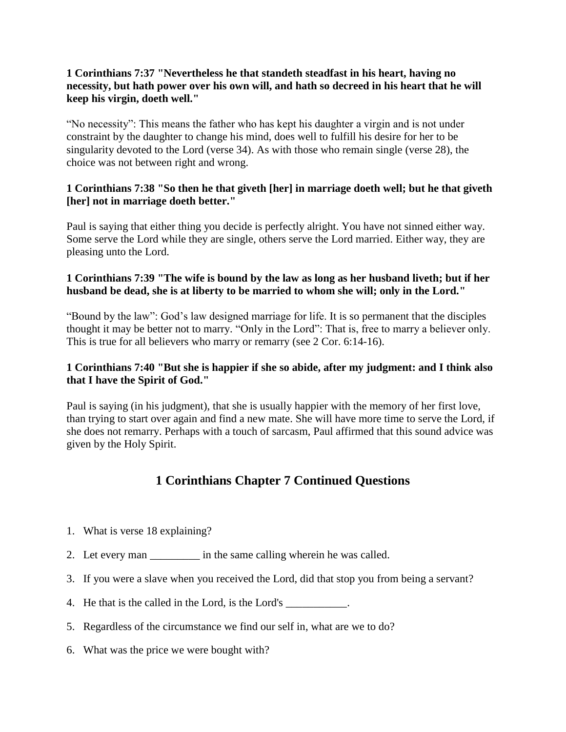**1 Corinthians 7:37 "Nevertheless he that standeth steadfast in his heart, having no necessity, but hath power over his own will, and hath so decreed in his heart that he will keep his virgin, doeth well."**

"No necessity": This means the father who has kept his daughter a virgin and is not under constraint by the daughter to change his mind, does well to fulfill his desire for her to be singularity devoted to the Lord (verse 34). As with those who remain single (verse 28), the choice was not between right and wrong.

**1 Corinthians 7:38 "So then he that giveth [her] in marriage doeth well; but he that giveth [her] not in marriage doeth better."**

Paul is saying that either thing you decide is perfectly alright. You have not sinned either way. Some serve the Lord while they are single, others serve the Lord married. Either way, they are pleasing unto the Lord.

**1 Corinthians 7:39 "The wife is bound by the law as long as her husband liveth; but if her husband be dead, she is at liberty to be married to whom she will; only in the Lord."**

"Bound by the law": God's law designed marriage for life. It is so permanent that the disciples thought it may be better not to marry. "Only in the Lord": That is, free to marry a believer only. This is true for all believers who marry or remarry (see 2 Cor. 6:14-16).

**1 Corinthians 7:40 "But she is happier if she so abide, after my judgment: and I think also that I have the Spirit of God."**

Paul is saying (in his judgment), that she is usually happier with the memory of her first love, than trying to start over again and find a new mate. She will have more time to serve the Lord, if she does not remarry. Perhaps with a touch of sarcasm, Paul affirmed that this sound advice was given by the Holy Spirit.

## 1 Corinthians Chapter 7 Continued Questions

1. What is verse 18 explaining?
2. Let every man _________ in the same calling wherein he was called.
3. If you were a slave when you received the Lord, did that stop you from being a servant?
4. He that is the called in the Lord, is the Lord's ___________.
5. Regardless of the circumstance we find our self in, what are we to do?
6. What was the price we were bought with?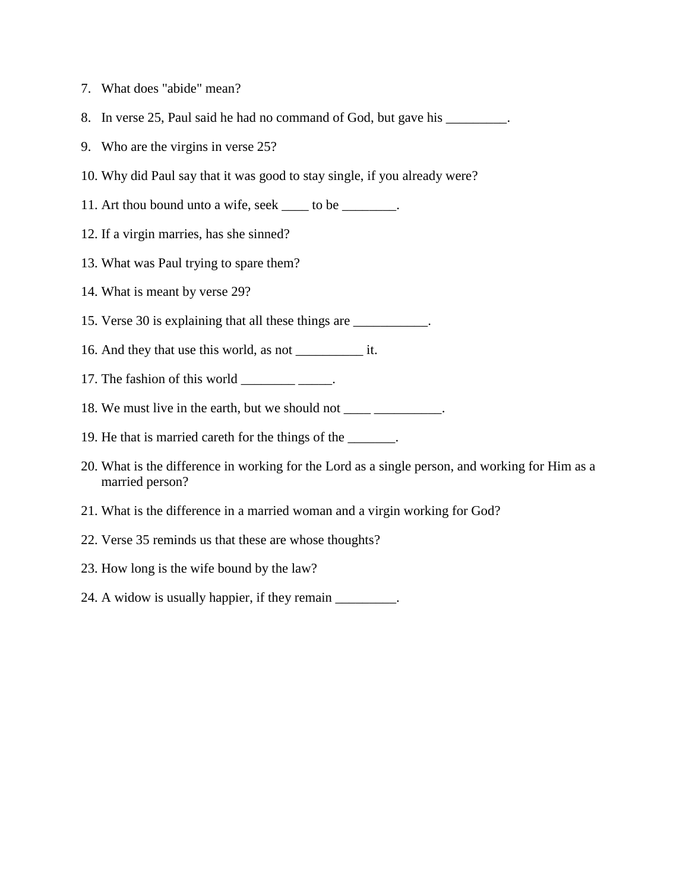7. What does "abide" mean?

8. In verse 25, Paul said he had no command of God, but gave his _________.

9. Who are the virgins in verse 25?

10. Why did Paul say that it was good to stay single, if you already were?

11. Art thou bound unto a wife, seek ____ to be ________.

12. If a virgin marries, has she sinned?

13. What was Paul trying to spare them?

14. What is meant by verse 29?

15. Verse 30 is explaining that all these things are ___________.

16. And they that use this world, as not __________ it.

17. The fashion of this world ________ _____.

18. We must live in the earth, but we should not ____ __________.

19. He that is married careth for the things of the _______.

20. What is the difference in working for the Lord as a single person, and working for Him as a married person?

21. What is the difference in a married woman and a virgin working for God?

22. Verse 35 reminds us that these are whose thoughts?

23. How long is the wife bound by the law?

24. A widow is usually happier, if they remain _________.